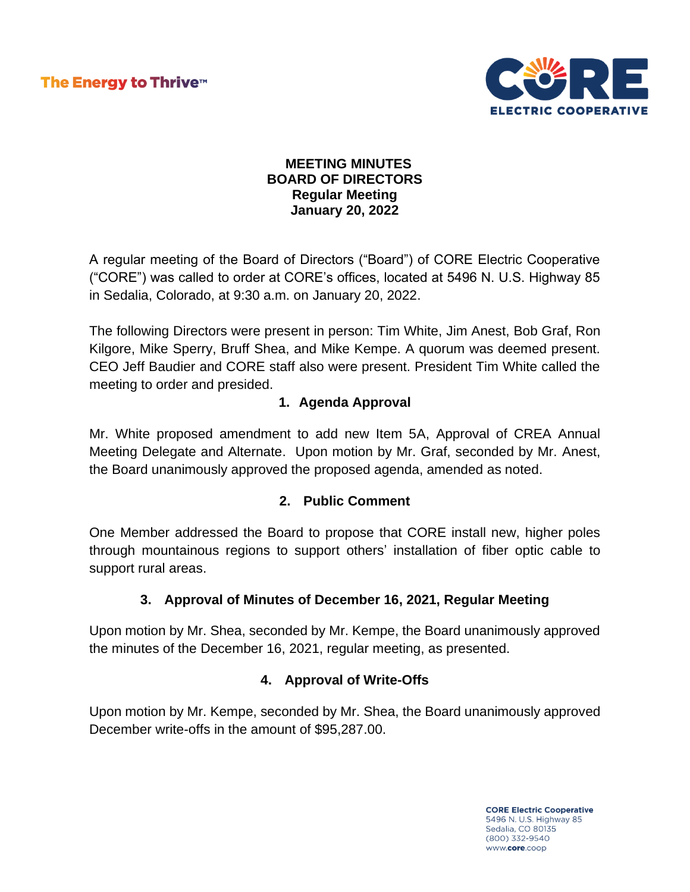# MEETING MINUTES
## BOARD OF DIRECTORS
### Regular Meeting
### January 20, 2022

A regular meeting of the Board of Directors ("Board") of CORE Electric Cooperative ("CORE") was called to order at CORE's offices, located at 5496 N. U.S. Highway 85 in Sedalia, Colorado, at 9:30 a.m. on January 20, 2022.

The following Directors were present in person: Tim White, Jim Anest, Bob Graf, Ron Kilgore, Mike Sperry, Bruff Shea, and Mike Kempe. A quorum was deemed present. CEO Jeff Baudier and CORE staff also were present. President Tim White called the meeting to order and presided.

### 1. Agenda Approval

Mr. White proposed amendment to add new Item 5A, Approval of CREA Annual Meeting Delegate and Alternate. Upon motion by Mr. Graf, seconded by Mr. Anest, the Board unanimously approved the proposed agenda, amended as noted.

### 2. Public Comment

One Member addressed the Board to propose that CORE install new, higher poles through mountainous regions to support others' installation of fiber optic cable to support rural areas.

### 3. Approval of Minutes of December 16, 2021, Regular Meeting

Upon motion by Mr. Shea, seconded by Mr. Kempe, the Board unanimously approved the minutes of the December 16, 2021, regular meeting, as presented.

### 4. Approval of Write-Offs

Upon motion by Mr. Kempe, seconded by Mr. Shea, the Board unanimously approved December write-offs in the amount of $95,287.00.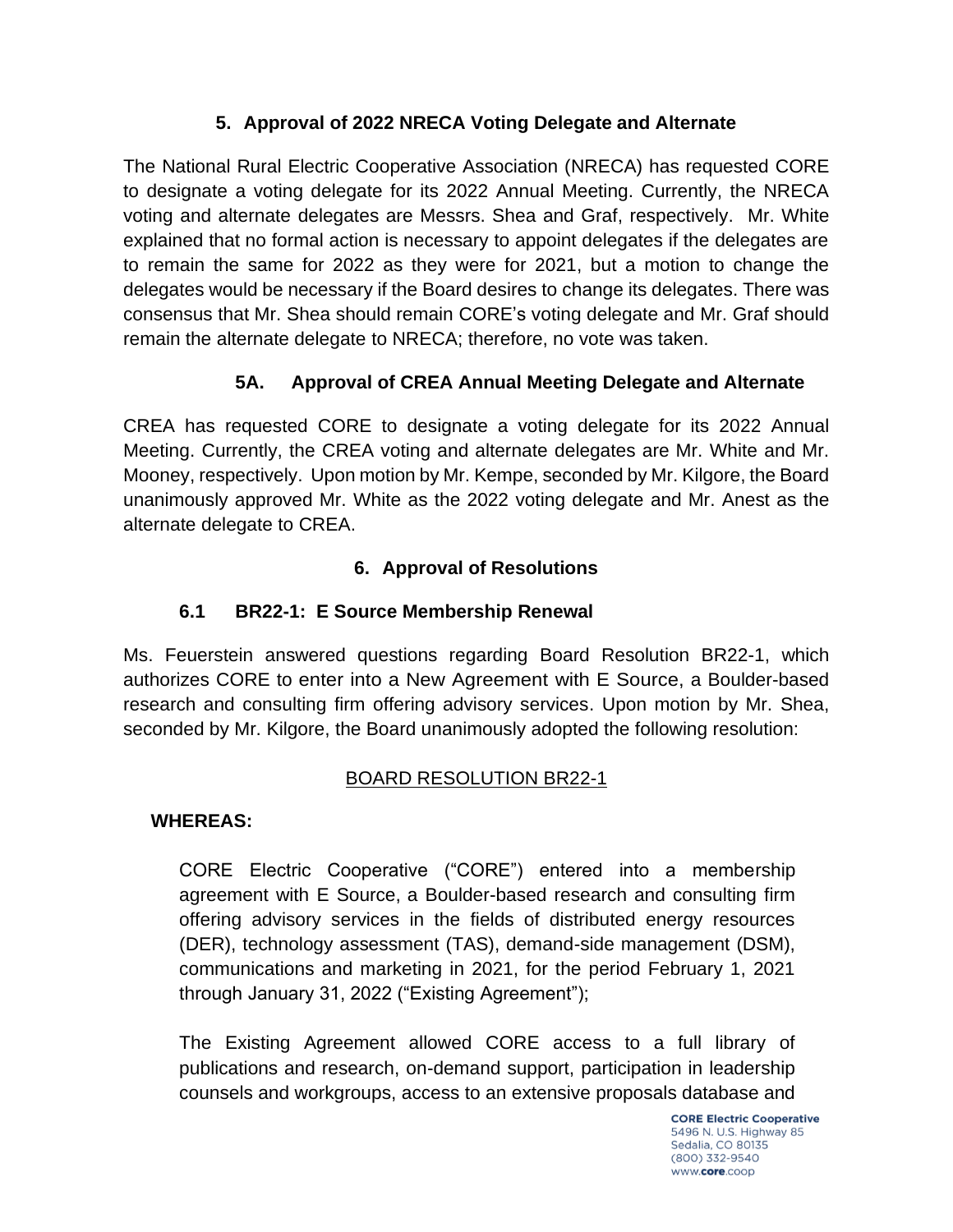### 5. Approval of 2022 NRECA Voting Delegate and Alternate

The National Rural Electric Cooperative Association (NRECA) has requested CORE to designate a voting delegate for its 2022 Annual Meeting. Currently, the NRECA voting and alternate delegates are Messrs. Shea and Graf, respectively. Mr. White explained that no formal action is necessary to appoint delegates if the delegates are to remain the same for 2022 as they were for 2021, but a motion to change the delegates would be necessary if the Board desires to change its delegates. There was consensus that Mr. Shea should remain CORE's voting delegate and Mr. Graf should remain the alternate delegate to NRECA; therefore, no vote was taken.

### 5A. Approval of CREA Annual Meeting Delegate and Alternate

CREA has requested CORE to designate a voting delegate for its 2022 Annual Meeting. Currently, the CREA voting and alternate delegates are Mr. White and Mr. Mooney, respectively. Upon motion by Mr. Kempe, seconded by Mr. Kilgore, the Board unanimously approved Mr. White as the 2022 voting delegate and Mr. Anest as the alternate delegate to CREA.

### 6. Approval of Resolutions

#### 6.1 BR22-1: E Source Membership Renewal

Ms. Feuerstein answered questions regarding Board Resolution BR22-1, which authorizes CORE to enter into a New Agreement with E Source, a Boulder-based research and consulting firm offering advisory services. Upon motion by Mr. Shea, seconded by Mr. Kilgore, the Board unanimously adopted the following resolution:

BOARD RESOLUTION BR22-1

**WHEREAS:**

CORE Electric Cooperative ("CORE") entered into a membership agreement with E Source, a Boulder-based research and consulting firm offering advisory services in the fields of distributed energy resources (DER), technology assessment (TAS), demand-side management (DSM), communications and marketing in 2021, for the period February 1, 2021 through January 31, 2022 ("Existing Agreement");

The Existing Agreement allowed CORE access to a full library of publications and research, on-demand support, participation in leadership counsels and workgroups, access to an extensive proposals database and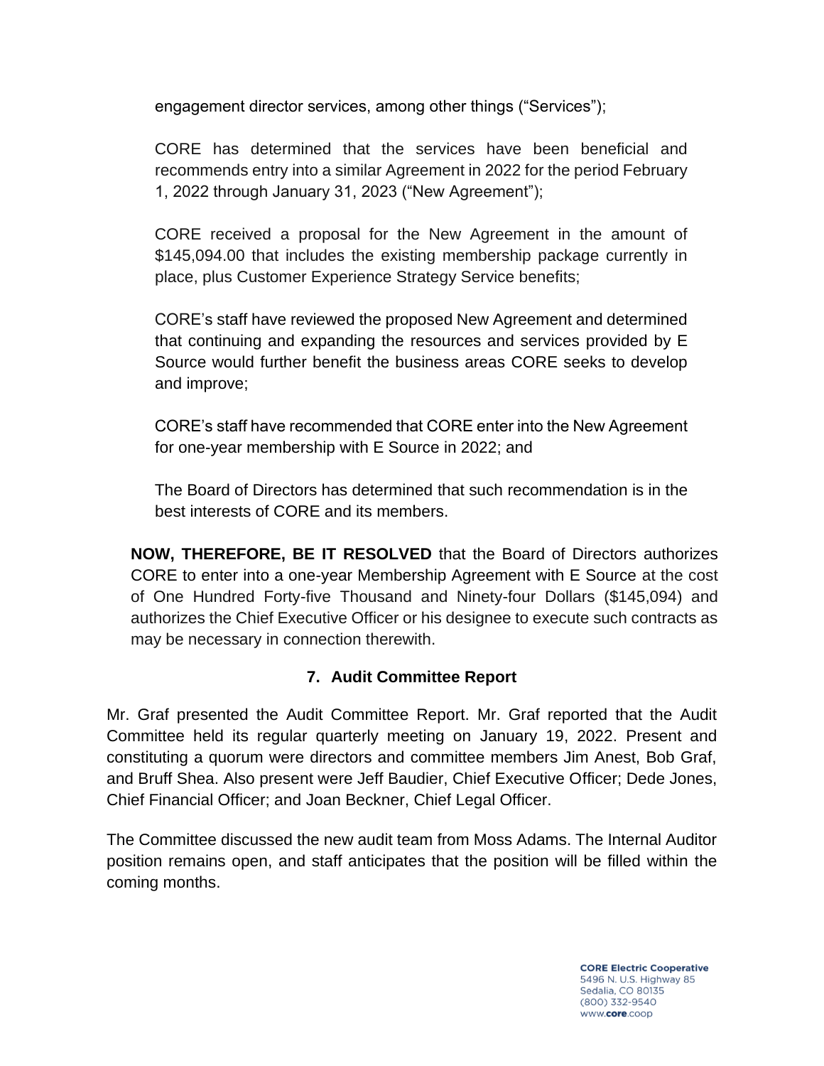engagement director services, among other things ("Services");

CORE has determined that the services have been beneficial and recommends entry into a similar Agreement in 2022 for the period February 1, 2022 through January 31, 2023 ("New Agreement");

CORE received a proposal for the New Agreement in the amount of $145,094.00 that includes the existing membership package currently in place, plus Customer Experience Strategy Service benefits;

CORE's staff have reviewed the proposed New Agreement and determined that continuing and expanding the resources and services provided by E Source would further benefit the business areas CORE seeks to develop and improve;

CORE's staff have recommended that CORE enter into the New Agreement for one-year membership with E Source in 2022; and

The Board of Directors has determined that such recommendation is in the best interests of CORE and its members.

**NOW, THEREFORE, BE IT RESOLVED** that the Board of Directors authorizes CORE to enter into a one-year Membership Agreement with E Source at the cost of One Hundred Forty-five Thousand and Ninety-four Dollars ($145,094) and authorizes the Chief Executive Officer or his designee to execute such contracts as may be necessary in connection therewith.

### 7. Audit Committee Report

Mr. Graf presented the Audit Committee Report. Mr. Graf reported that the Audit Committee held its regular quarterly meeting on January 19, 2022. Present and constituting a quorum were directors and committee members Jim Anest, Bob Graf, and Bruff Shea. Also present were Jeff Baudier, Chief Executive Officer; Dede Jones, Chief Financial Officer; and Joan Beckner, Chief Legal Officer.

The Committee discussed the new audit team from Moss Adams. The Internal Auditor position remains open, and staff anticipates that the position will be filled within the coming months.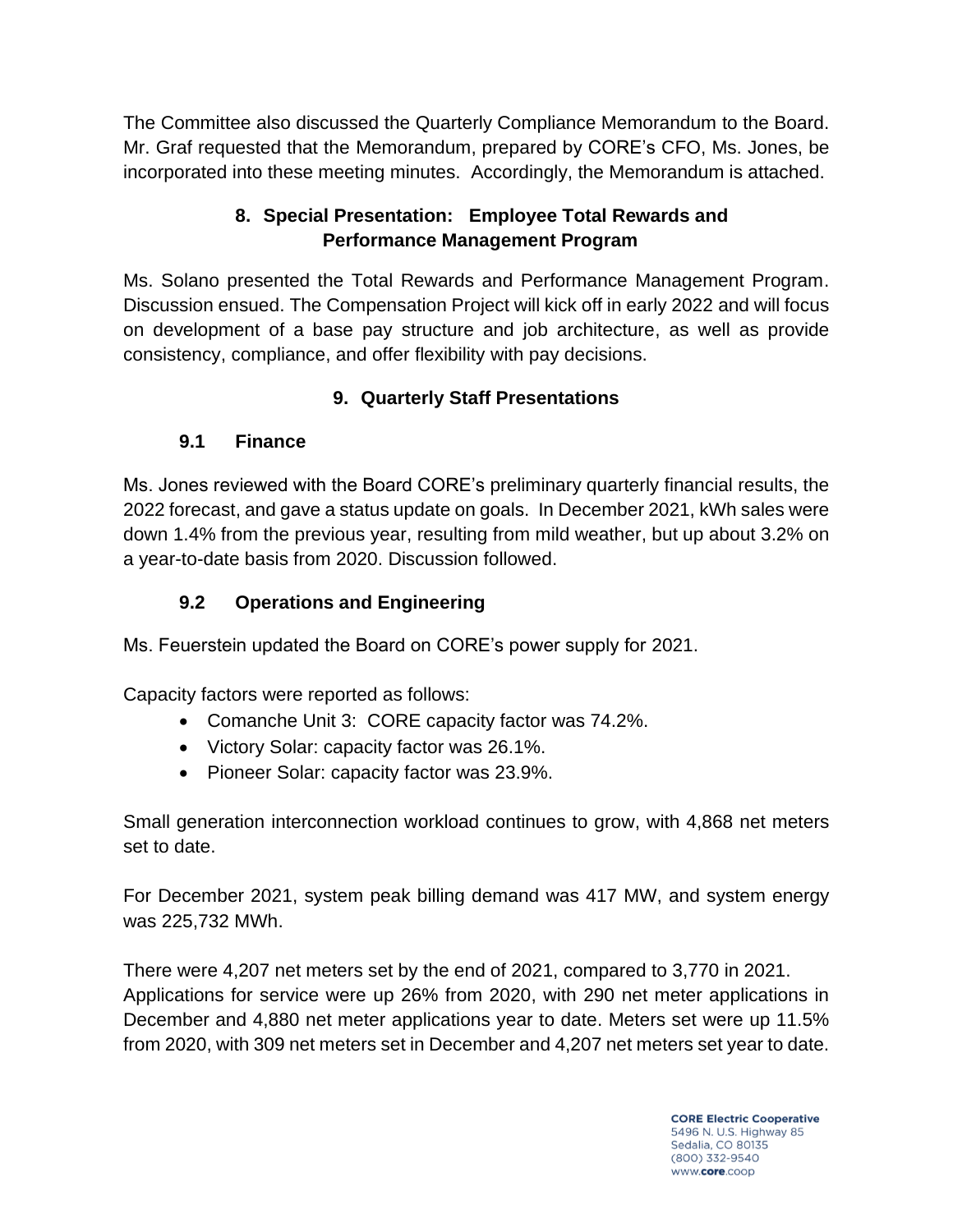The Committee also discussed the Quarterly Compliance Memorandum to the Board. Mr. Graf requested that the Memorandum, prepared by CORE's CFO, Ms. Jones, be incorporated into these meeting minutes. Accordingly, the Memorandum is attached.

## 8. Special Presentation: Employee Total Rewards and Performance Management Program

Ms. Solano presented the Total Rewards and Performance Management Program. Discussion ensued. The Compensation Project will kick off in early 2022 and will focus on development of a base pay structure and job architecture, as well as provide consistency, compliance, and offer flexibility with pay decisions.

## 9. Quarterly Staff Presentations

### 9.1 Finance

Ms. Jones reviewed with the Board CORE's preliminary quarterly financial results, the 2022 forecast, and gave a status update on goals. In December 2021, kWh sales were down 1.4% from the previous year, resulting from mild weather, but up about 3.2% on a year-to-date basis from 2020. Discussion followed.

### 9.2 Operations and Engineering

Ms. Feuerstein updated the Board on CORE's power supply for 2021.

Capacity factors were reported as follows:

- Comanche Unit 3: CORE capacity factor was 74.2%.
- Victory Solar: capacity factor was 26.1%.
- Pioneer Solar: capacity factor was 23.9%.

Small generation interconnection workload continues to grow, with 4,868 net meters set to date.

For December 2021, system peak billing demand was 417 MW, and system energy was 225,732 MWh.

There were 4,207 net meters set by the end of 2021, compared to 3,770 in 2021. Applications for service were up 26% from 2020, with 290 net meter applications in December and 4,880 net meter applications year to date. Meters set were up 11.5% from 2020, with 309 net meters set in December and 4,207 net meters set year to date.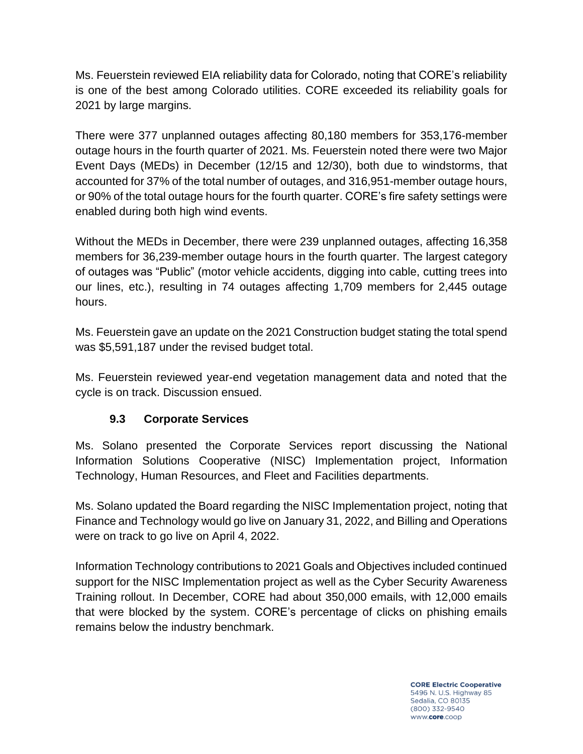Ms. Feuerstein reviewed EIA reliability data for Colorado, noting that CORE's reliability is one of the best among Colorado utilities. CORE exceeded its reliability goals for 2021 by large margins.

There were 377 unplanned outages affecting 80,180 members for 353,176-member outage hours in the fourth quarter of 2021. Ms. Feuerstein noted there were two Major Event Days (MEDs) in December (12/15 and 12/30), both due to windstorms, that accounted for 37% of the total number of outages, and 316,951-member outage hours, or 90% of the total outage hours for the fourth quarter. CORE's fire safety settings were enabled during both high wind events.

Without the MEDs in December, there were 239 unplanned outages, affecting 16,358 members for 36,239-member outage hours in the fourth quarter. The largest category of outages was "Public" (motor vehicle accidents, digging into cable, cutting trees into our lines, etc.), resulting in 74 outages affecting 1,709 members for 2,445 outage hours.

Ms. Feuerstein gave an update on the 2021 Construction budget stating the total spend was $5,591,187 under the revised budget total.

Ms. Feuerstein reviewed year-end vegetation management data and noted that the cycle is on track. Discussion ensued.

### 9.3 Corporate Services

Ms. Solano presented the Corporate Services report discussing the National Information Solutions Cooperative (NISC) Implementation project, Information Technology, Human Resources, and Fleet and Facilities departments.

Ms. Solano updated the Board regarding the NISC Implementation project, noting that Finance and Technology would go live on January 31, 2022, and Billing and Operations were on track to go live on April 4, 2022.

Information Technology contributions to 2021 Goals and Objectives included continued support for the NISC Implementation project as well as the Cyber Security Awareness Training rollout. In December, CORE had about 350,000 emails, with 12,000 emails that were blocked by the system. CORE's percentage of clicks on phishing emails remains below the industry benchmark.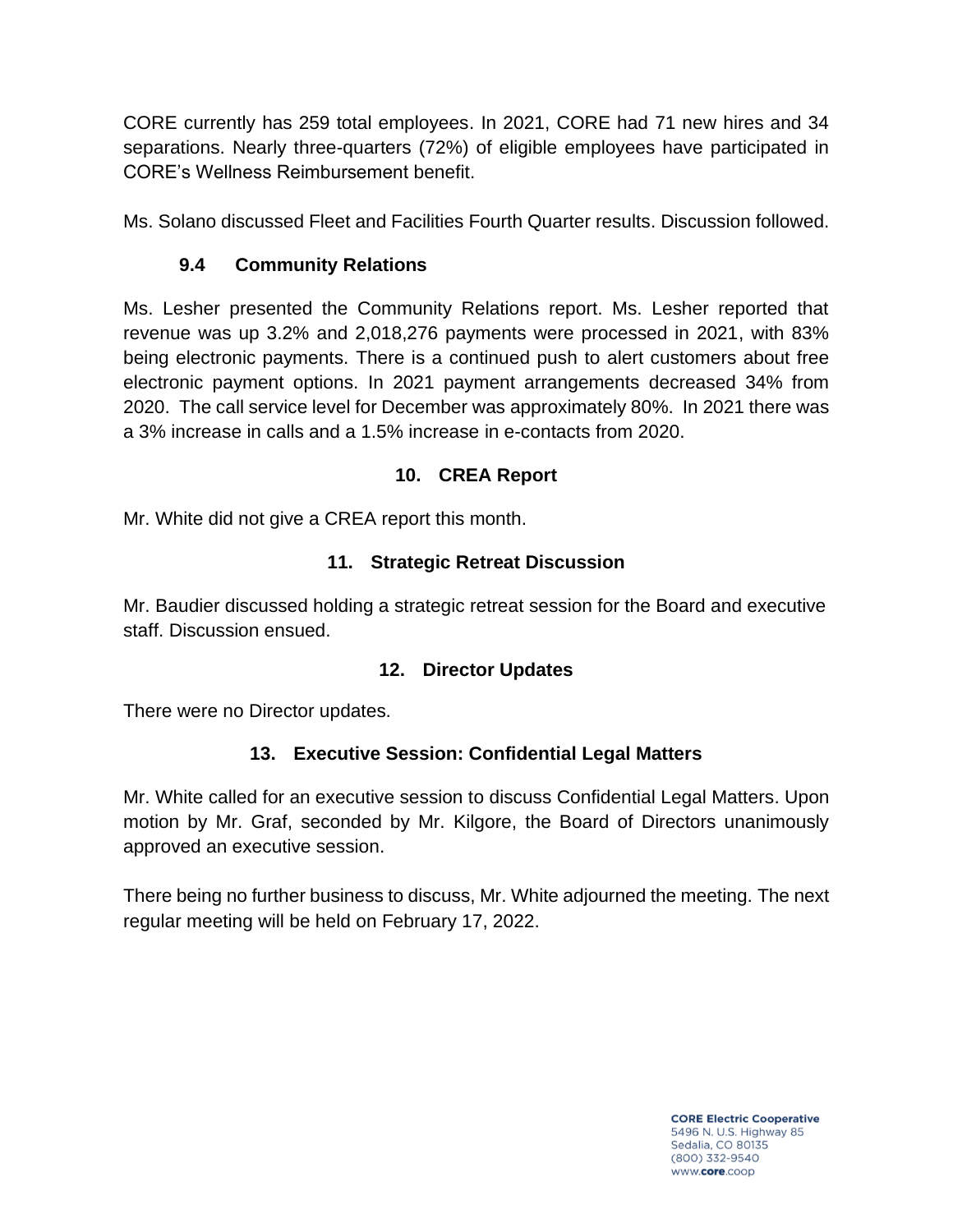CORE currently has 259 total employees. In 2021, CORE had 71 new hires and 34 separations. Nearly three-quarters (72%) of eligible employees have participated in CORE's Wellness Reimbursement benefit.

Ms. Solano discussed Fleet and Facilities Fourth Quarter results. Discussion followed.

### 9.4 Community Relations

Ms. Lesher presented the Community Relations report. Ms. Lesher reported that revenue was up 3.2% and 2,018,276 payments were processed in 2021, with 83% being electronic payments. There is a continued push to alert customers about free electronic payment options. In 2021 payment arrangements decreased 34% from 2020. The call service level for December was approximately 80%. In 2021 there was a 3% increase in calls and a 1.5% increase in e-contacts from 2020.

## 10. CREA Report

Mr. White did not give a CREA report this month.

## 11. Strategic Retreat Discussion

Mr. Baudier discussed holding a strategic retreat session for the Board and executive staff. Discussion ensued.

## 12. Director Updates

There were no Director updates.

## 13. Executive Session: Confidential Legal Matters

Mr. White called for an executive session to discuss Confidential Legal Matters. Upon motion by Mr. Graf, seconded by Mr. Kilgore, the Board of Directors unanimously approved an executive session.

There being no further business to discuss, Mr. White adjourned the meeting. The next regular meeting will be held on February 17, 2022.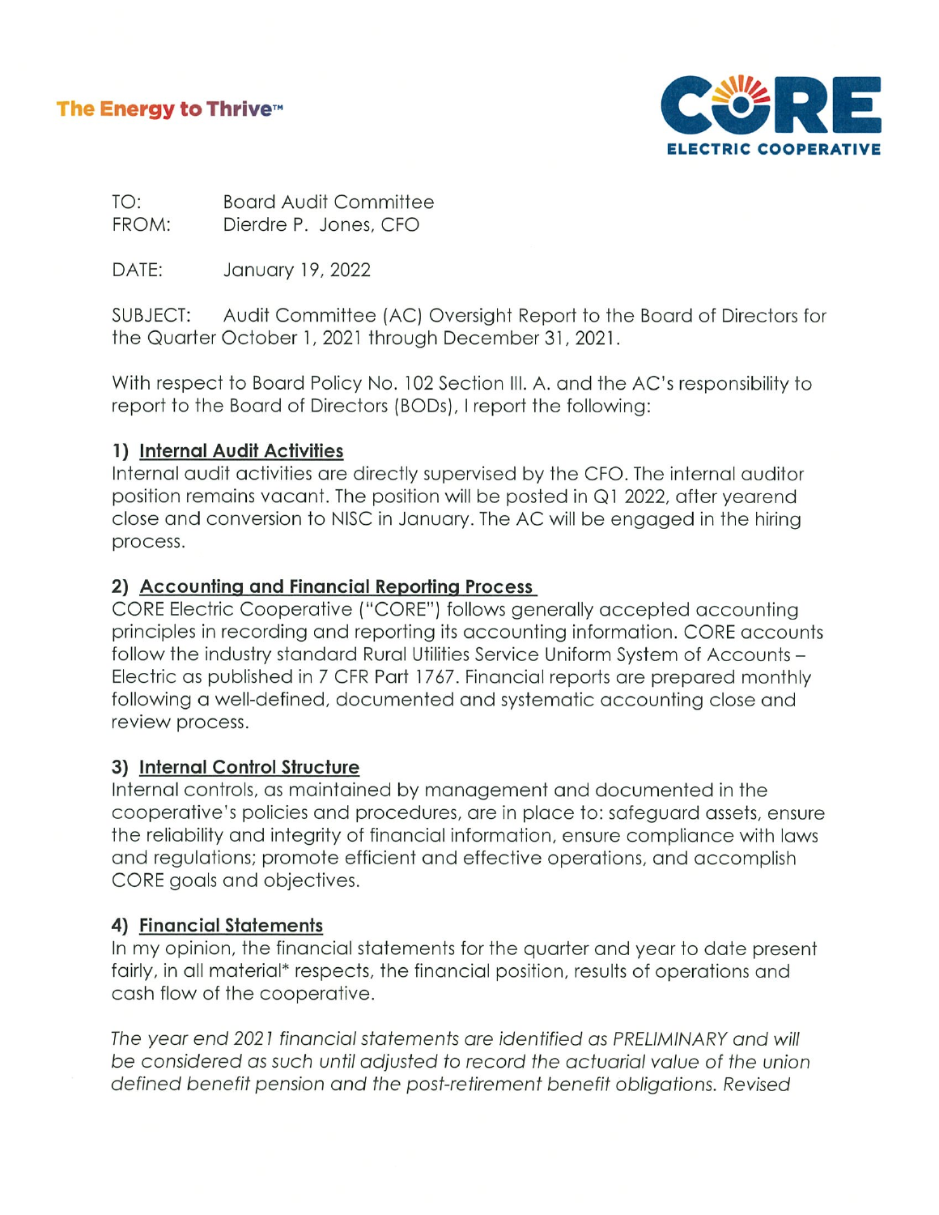The Energy to Thrive™

CORE ELECTRIC COOPERATIVE

TO: Board Audit Committee
FROM: Dierdre P. Jones, CFO

DATE: January 19, 2022

SUBJECT: Audit Committee (AC) Oversight Report to the Board of Directors for the Quarter October 1, 2021 through December 31, 2021.

With respect to Board Policy No. 102 Section III. A. and the AC's responsibility to report to the Board of Directors (BODs), I report the following:

**1) Internal Audit Activities**

Internal audit activities are directly supervised by the CFO. The internal auditor position remains vacant. The position will be posted in Q1 2022, after yearend close and conversion to NISC in January. The AC will be engaged in the hiring process.

**2) Accounting and Financial Reporting Process**

CORE Electric Cooperative ("CORE") follows generally accepted accounting principles in recording and reporting its accounting information. CORE accounts follow the industry standard Rural Utilities Service Uniform System of Accounts – Electric as published in 7 CFR Part 1767. Financial reports are prepared monthly following a well-defined, documented and systematic accounting close and review process.

**3) Internal Control Structure**

Internal controls, as maintained by management and documented in the cooperative's policies and procedures, are in place to: safeguard assets, ensure the reliability and integrity of financial information, ensure compliance with laws and regulations; promote efficient and effective operations, and accomplish CORE goals and objectives.

**4) Financial Statements**

In my opinion, the financial statements for the quarter and year to date present fairly, in all material* respects, the financial position, results of operations and cash flow of the cooperative.

*The year end 2021 financial statements are identified as PRELIMINARY and will be considered as such until adjusted to record the actuarial value of the union defined benefit pension and the post-retirement benefit obligations. Revised*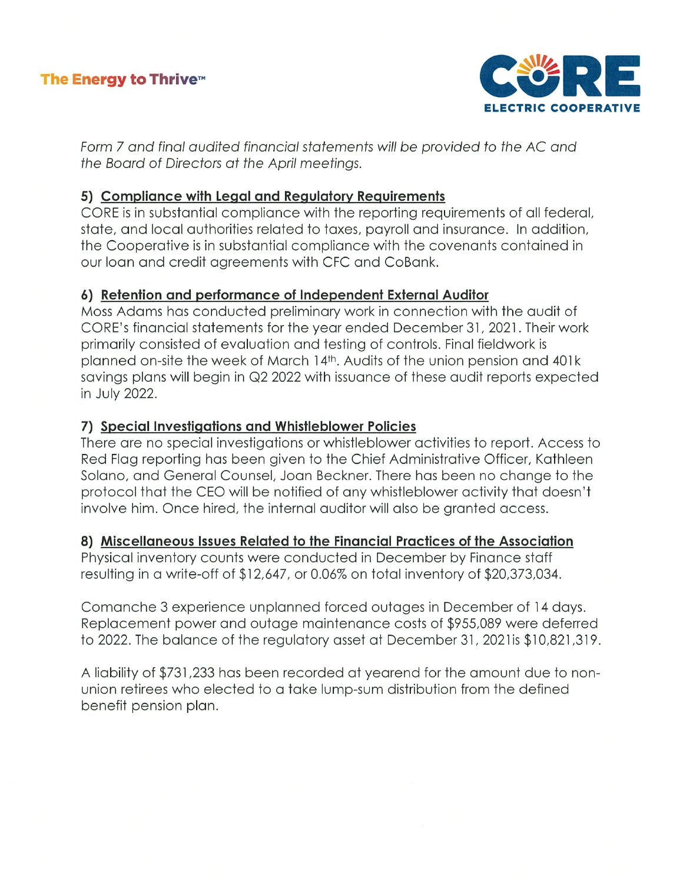*Form 7 and final audited financial statements will be provided to the AC and the Board of Directors at the April meetings.*

### 5) Compliance with Legal and Regulatory Requirements

CORE is in substantial compliance with the reporting requirements of all federal, state, and local authorities related to taxes, payroll and insurance. In addition, the Cooperative is in substantial compliance with the covenants contained in our loan and credit agreements with CFC and CoBank.

### 6) Retention and performance of Independent External Auditor

Moss Adams has conducted preliminary work in connection with the audit of CORE's financial statements for the year ended December 31, 2021. Their work primarily consisted of evaluation and testing of controls. Final fieldwork is planned on-site the week of March 14th. Audits of the union pension and 401k savings plans will begin in Q2 2022 with issuance of these audit reports expected in July 2022.

### 7) Special Investigations and Whistleblower Policies

There are no special investigations or whistleblower activities to report. Access to Red Flag reporting has been given to the Chief Administrative Officer, Kathleen Solano, and General Counsel, Joan Beckner. There has been no change to the protocol that the CEO will be notified of any whistleblower activity that doesn't involve him. Once hired, the internal auditor will also be granted access.

### 8) Miscellaneous Issues Related to the Financial Practices of the Association

Physical inventory counts were conducted in December by Finance staff resulting in a write-off of $12,647, or 0.06% on total inventory of $20,373,034.

Comanche 3 experience unplanned forced outages in December of 14 days. Replacement power and outage maintenance costs of $955,089 were deferred to 2022. The balance of the regulatory asset at December 31, 2021is $10,821,319.

A liability of $731,233 has been recorded at yearend for the amount due to non-union retirees who elected to a take lump-sum distribution from the defined benefit pension plan.